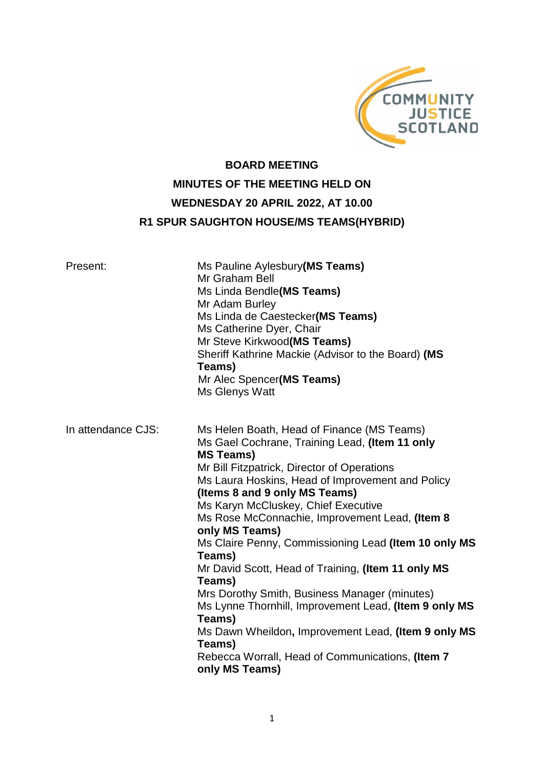# BOARD MEETING

## MINUTES OF THE MEETING HELD ON

## WEDNESDAY 20 APRIL 2022, AT 10.00

## R1 SPUR SAUGHTON HOUSE/MS TEAMS(HYBRID)

| | |
|---|---|
| Present: | Ms Pauline Aylesbury**(MS Teams)**<br>Mr Graham Bell<br>Ms Linda Bendle**(MS Teams)**<br>Mr Adam Burley<br>Ms Linda de Caestecker**(MS Teams)**<br>Ms Catherine Dyer, Chair<br>Mr Steve Kirkwood**(MS Teams)**<br>Sheriff Kathrine Mackie (Advisor to the Board) **(MS Teams)**<br>Mr Alec Spencer**(MS Teams)**<br>Ms Glenys Watt |
| In attendance CJS: | Ms Helen Boath, Head of Finance (MS Teams)<br>Ms Gael Cochrane, Training Lead, **(Item 11 only MS Teams)**<br>Mr Bill Fitzpatrick, Director of Operations<br>Ms Laura Hoskins, Head of Improvement and Policy **(Items 8 and 9 only MS Teams)**<br>Ms Karyn McCluskey, Chief Executive<br>Ms Rose McConnachie, Improvement Lead, **(Item 8 only MS Teams)**<br>Ms Claire Penny, Commissioning Lead **(Item 10 only MS Teams)**<br>Mr David Scott, Head of Training, **(Item 11 only MS Teams)**<br>Mrs Dorothy Smith, Business Manager (minutes)<br>Ms Lynne Thornhill, Improvement Lead, **(Item 9 only MS Teams)**<br>Ms Dawn Wheildon**,** Improvement Lead, **(Item 9 only MS Teams)**<br>Rebecca Worrall, Head of Communications, **(Item 7 only MS Teams)** |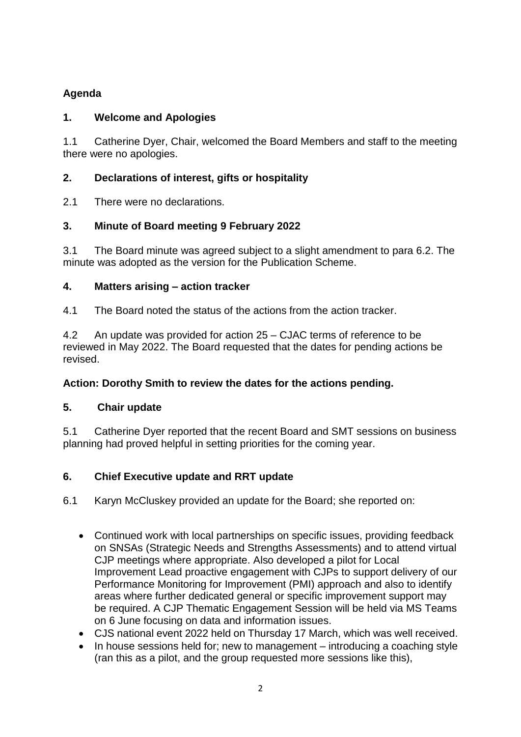**Agenda**

## 1. Welcome and Apologies

1.1 Catherine Dyer, Chair, welcomed the Board Members and staff to the meeting there were no apologies.

## 2. Declarations of interest, gifts or hospitality

2.1 There were no declarations.

## 3. Minute of Board meeting 9 February 2022

3.1 The Board minute was agreed subject to a slight amendment to para 6.2. The minute was adopted as the version for the Publication Scheme.

## 4. Matters arising – action tracker

4.1 The Board noted the status of the actions from the action tracker.

4.2 An update was provided for action 25 – CJAC terms of reference to be reviewed in May 2022. The Board requested that the dates for pending actions be revised.

**Action: Dorothy Smith to review the dates for the actions pending.**

## 5. Chair update

5.1 Catherine Dyer reported that the recent Board and SMT sessions on business planning had proved helpful in setting priorities for the coming year.

## 6. Chief Executive update and RRT update

6.1 Karyn McCluskey provided an update for the Board; she reported on:

- Continued work with local partnerships on specific issues, providing feedback on SNSAs (Strategic Needs and Strengths Assessments) and to attend virtual CJP meetings where appropriate. Also developed a pilot for Local Improvement Lead proactive engagement with CJPs to support delivery of our Performance Monitoring for Improvement (PMI) approach and also to identify areas where further dedicated general or specific improvement support may be required. A CJP Thematic Engagement Session will be held via MS Teams on 6 June focusing on data and information issues.
- CJS national event 2022 held on Thursday 17 March, which was well received.
- In house sessions held for; new to management – introducing a coaching style (ran this as a pilot, and the group requested more sessions like this),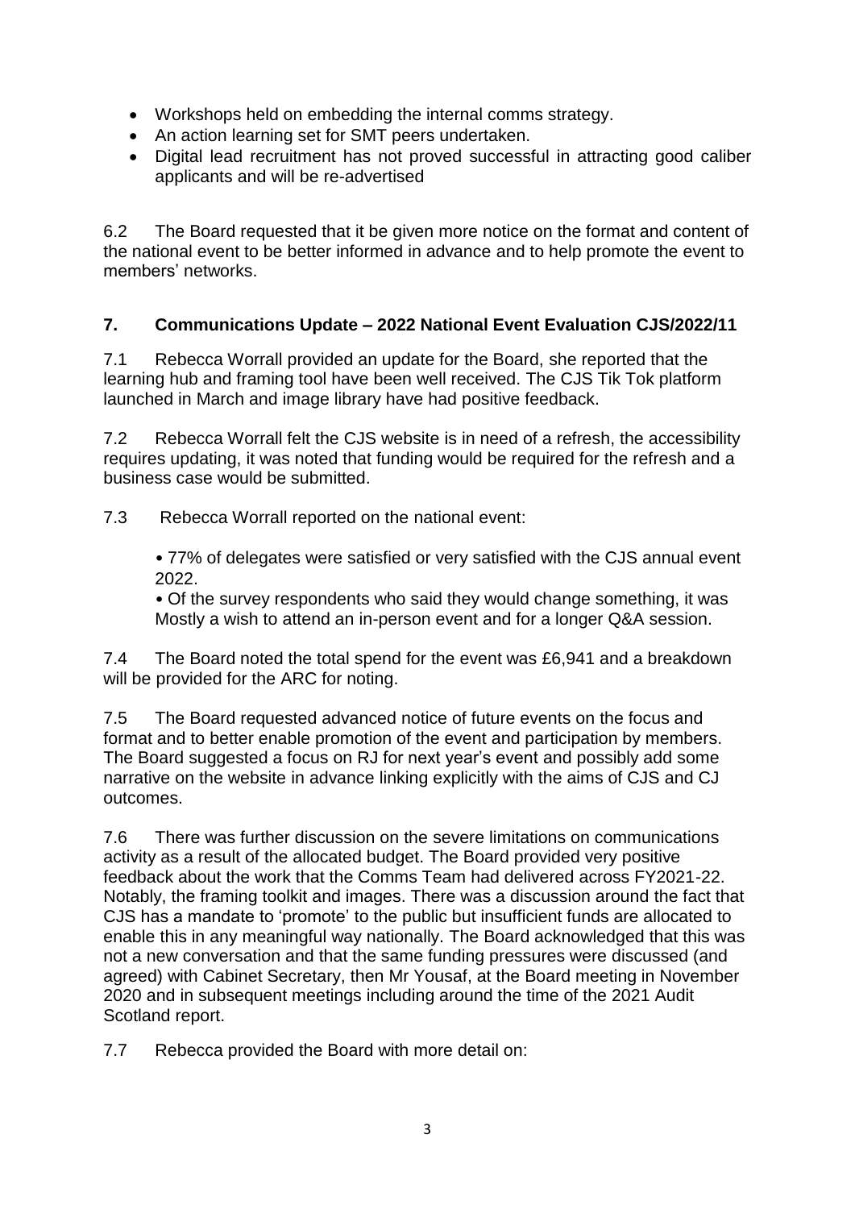- Workshops held on embedding the internal comms strategy.
- An action learning set for SMT peers undertaken.
- Digital lead recruitment has not proved successful in attracting good caliber applicants and will be re-advertised

6.2 The Board requested that it be given more notice on the format and content of the national event to be better informed in advance and to help promote the event to members' networks.

### 7. Communications Update – 2022 National Event Evaluation CJS/2022/11

7.1 Rebecca Worrall provided an update for the Board, she reported that the learning hub and framing tool have been well received. The CJS Tik Tok platform launched in March and image library have had positive feedback.

7.2 Rebecca Worrall felt the CJS website is in need of a refresh, the accessibility requires updating, it was noted that funding would be required for the refresh and a business case would be submitted.

7.3 Rebecca Worrall reported on the national event:

- 77% of delegates were satisfied or very satisfied with the CJS annual event 2022.
- Of the survey respondents who said they would change something, it was Mostly a wish to attend an in-person event and for a longer Q&A session.

7.4 The Board noted the total spend for the event was £6,941 and a breakdown will be provided for the ARC for noting.

7.5 The Board requested advanced notice of future events on the focus and format and to better enable promotion of the event and participation by members. The Board suggested a focus on RJ for next year's event and possibly add some narrative on the website in advance linking explicitly with the aims of CJS and CJ outcomes.

7.6 There was further discussion on the severe limitations on communications activity as a result of the allocated budget. The Board provided very positive feedback about the work that the Comms Team had delivered across FY2021-22. Notably, the framing toolkit and images. There was a discussion around the fact that CJS has a mandate to 'promote' to the public but insufficient funds are allocated to enable this in any meaningful way nationally. The Board acknowledged that this was not a new conversation and that the same funding pressures were discussed (and agreed) with Cabinet Secretary, then Mr Yousaf, at the Board meeting in November 2020 and in subsequent meetings including around the time of the 2021 Audit Scotland report.

7.7 Rebecca provided the Board with more detail on: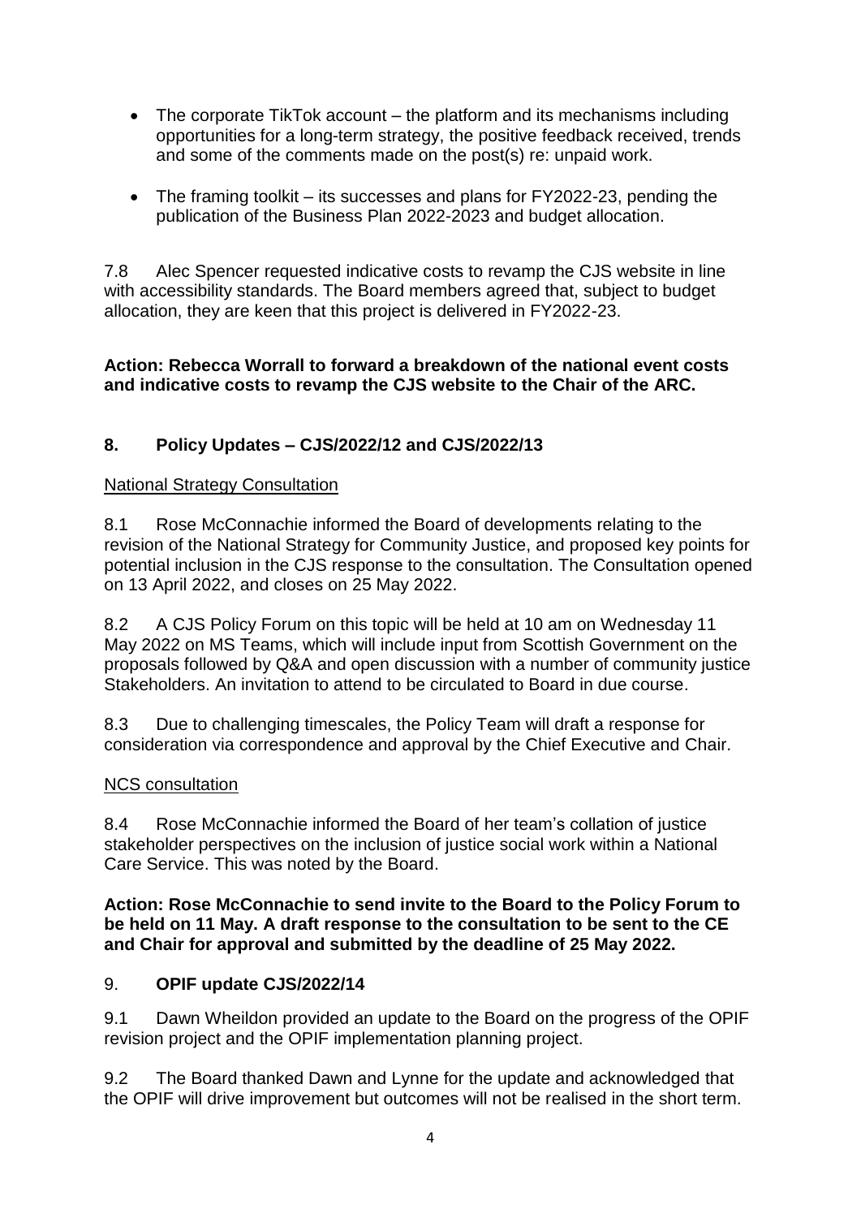- The corporate TikTok account – the platform and its mechanisms including opportunities for a long-term strategy, the positive feedback received, trends and some of the comments made on the post(s) re: unpaid work.
- The framing toolkit – its successes and plans for FY2022-23, pending the publication of the Business Plan 2022-2023 and budget allocation.

7.8 Alec Spencer requested indicative costs to revamp the CJS website in line with accessibility standards. The Board members agreed that, subject to budget allocation, they are keen that this project is delivered in FY2022-23.

**Action: Rebecca Worrall to forward a breakdown of the national event costs and indicative costs to revamp the CJS website to the Chair of the ARC.**

## 8. Policy Updates – CJS/2022/12 and CJS/2022/13

National Strategy Consultation

8.1 Rose McConnachie informed the Board of developments relating to the revision of the National Strategy for Community Justice, and proposed key points for potential inclusion in the CJS response to the consultation. The Consultation opened on 13 April 2022, and closes on 25 May 2022.

8.2 A CJS Policy Forum on this topic will be held at 10 am on Wednesday 11 May 2022 on MS Teams, which will include input from Scottish Government on the proposals followed by Q&A and open discussion with a number of community justice Stakeholders. An invitation to attend to be circulated to Board in due course.

8.3 Due to challenging timescales, the Policy Team will draft a response for consideration via correspondence and approval by the Chief Executive and Chair.

NCS consultation

8.4 Rose McConnachie informed the Board of her team's collation of justice stakeholder perspectives on the inclusion of justice social work within a National Care Service. This was noted by the Board.

**Action: Rose McConnachie to send invite to the Board to the Policy Forum to be held on 11 May. A draft response to the consultation to be sent to the CE and Chair for approval and submitted by the deadline of 25 May 2022.**

## 9. OPIF update CJS/2022/14

9.1 Dawn Wheildon provided an update to the Board on the progress of the OPIF revision project and the OPIF implementation planning project.

9.2 The Board thanked Dawn and Lynne for the update and acknowledged that the OPIF will drive improvement but outcomes will not be realised in the short term.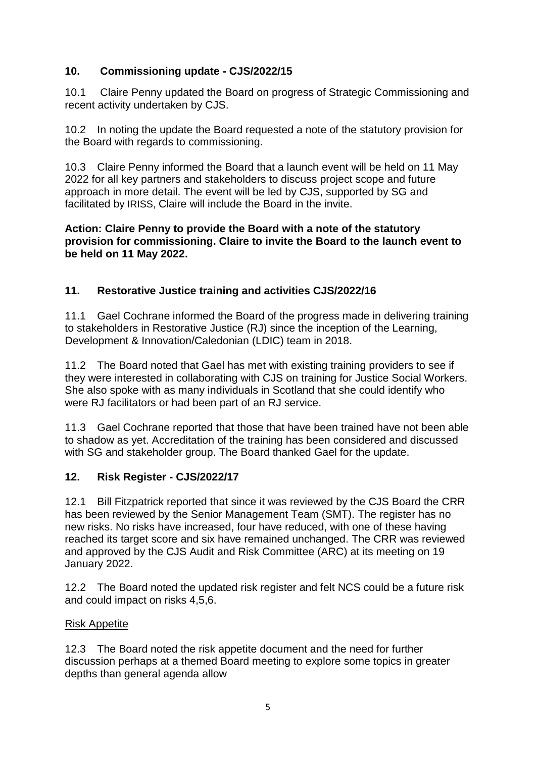## 10. Commissioning update - CJS/2022/15

10.1 Claire Penny updated the Board on progress of Strategic Commissioning and recent activity undertaken by CJS.

10.2 In noting the update the Board requested a note of the statutory provision for the Board with regards to commissioning.

10.3 Claire Penny informed the Board that a launch event will be held on 11 May 2022 for all key partners and stakeholders to discuss project scope and future approach in more detail. The event will be led by CJS, supported by SG and facilitated by IRISS, Claire will include the Board in the invite.

**Action: Claire Penny to provide the Board with a note of the statutory provision for commissioning. Claire to invite the Board to the launch event to be held on 11 May 2022.**

## 11. Restorative Justice training and activities CJS/2022/16

11.1 Gael Cochrane informed the Board of the progress made in delivering training to stakeholders in Restorative Justice (RJ) since the inception of the Learning, Development & Innovation/Caledonian (LDIC) team in 2018.

11.2 The Board noted that Gael has met with existing training providers to see if they were interested in collaborating with CJS on training for Justice Social Workers. She also spoke with as many individuals in Scotland that she could identify who were RJ facilitators or had been part of an RJ service.

11.3 Gael Cochrane reported that those that have been trained have not been able to shadow as yet. Accreditation of the training has been considered and discussed with SG and stakeholder group. The Board thanked Gael for the update.

## 12. Risk Register - CJS/2022/17

12.1 Bill Fitzpatrick reported that since it was reviewed by the CJS Board the CRR has been reviewed by the Senior Management Team (SMT). The register has no new risks. No risks have increased, four have reduced, with one of these having reached its target score and six have remained unchanged. The CRR was reviewed and approved by the CJS Audit and Risk Committee (ARC) at its meeting on 19 January 2022.

12.2 The Board noted the updated risk register and felt NCS could be a future risk and could impact on risks 4,5,6.

Risk Appetite

12.3 The Board noted the risk appetite document and the need for further discussion perhaps at a themed Board meeting to explore some topics in greater depths than general agenda allow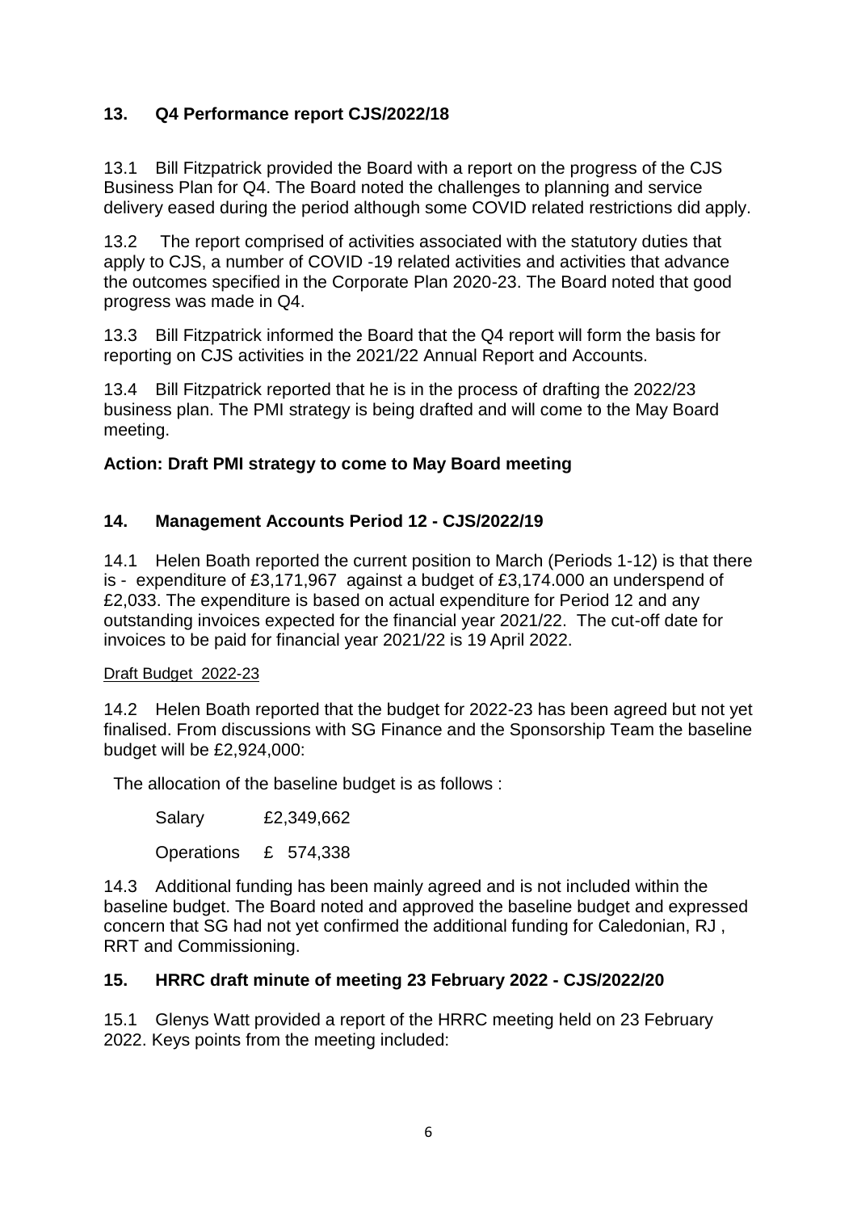## 13. Q4 Performance report CJS/2022/18

13.1 Bill Fitzpatrick provided the Board with a report on the progress of the CJS Business Plan for Q4. The Board noted the challenges to planning and service delivery eased during the period although some COVID related restrictions did apply.

13.2 The report comprised of activities associated with the statutory duties that apply to CJS, a number of COVID -19 related activities and activities that advance the outcomes specified in the Corporate Plan 2020-23. The Board noted that good progress was made in Q4.

13.3 Bill Fitzpatrick informed the Board that the Q4 report will form the basis for reporting on CJS activities in the 2021/22 Annual Report and Accounts.

13.4 Bill Fitzpatrick reported that he is in the process of drafting the 2022/23 business plan. The PMI strategy is being drafted and will come to the May Board meeting.

**Action: Draft PMI strategy to come to May Board meeting**

## 14. Management Accounts Period 12 - CJS/2022/19

14.1 Helen Boath reported the current position to March (Periods 1-12) is that there is - expenditure of £3,171,967 against a budget of £3,174.000 an underspend of £2,033. The expenditure is based on actual expenditure for Period 12 and any outstanding invoices expected for the financial year 2021/22. The cut-off date for invoices to be paid for financial year 2021/22 is 19 April 2022.

Draft Budget 2022-23

14.2 Helen Boath reported that the budget for 2022-23 has been agreed but not yet finalised. From discussions with SG Finance and the Sponsorship Team the baseline budget will be £2,924,000:

The allocation of the baseline budget is as follows :

| | |
|---|---|
| Salary | £2,349,662 |
| Operations | £ 574,338 |

14.3 Additional funding has been mainly agreed and is not included within the baseline budget. The Board noted and approved the baseline budget and expressed concern that SG had not yet confirmed the additional funding for Caledonian, RJ , RRT and Commissioning.

## 15. HRRC draft minute of meeting 23 February 2022 - CJS/2022/20

15.1 Glenys Watt provided a report of the HRRC meeting held on 23 February 2022. Keys points from the meeting included: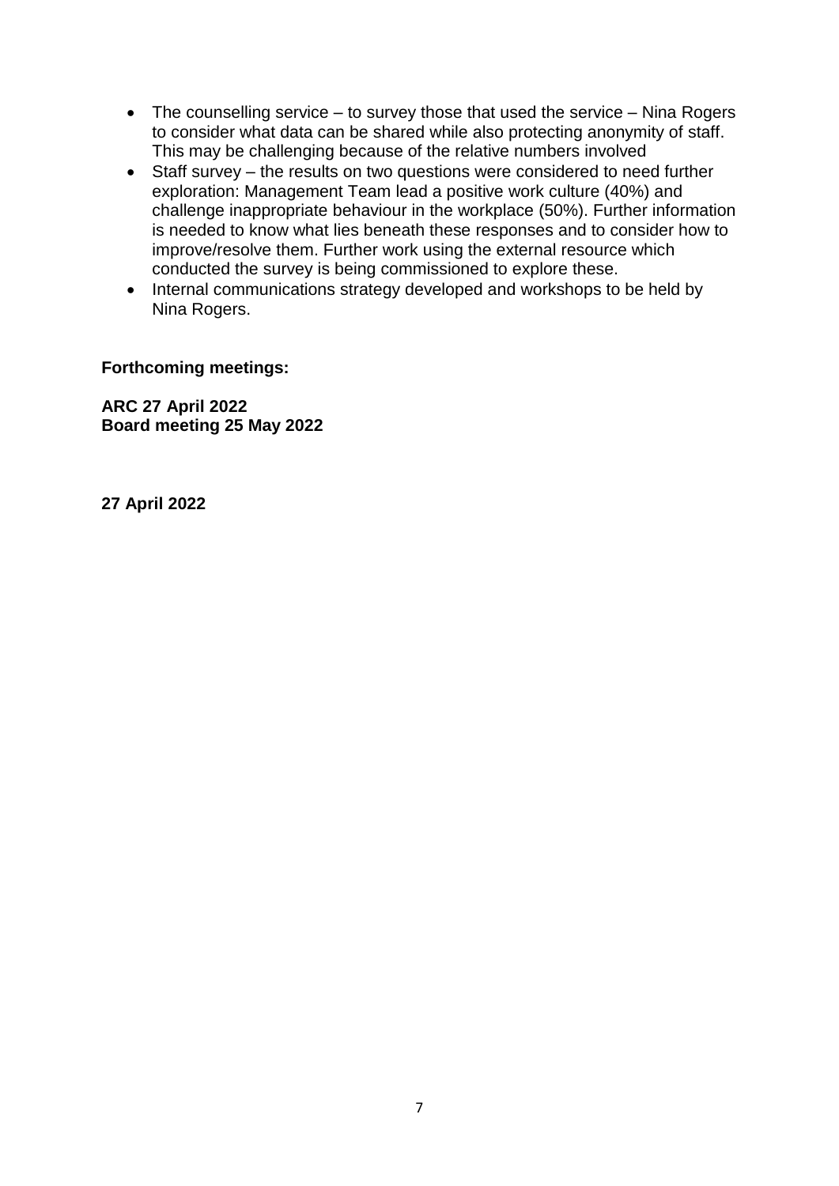- The counselling service – to survey those that used the service – Nina Rogers to consider what data can be shared while also protecting anonymity of staff. This may be challenging because of the relative numbers involved
- Staff survey – the results on two questions were considered to need further exploration: Management Team lead a positive work culture (40%) and challenge inappropriate behaviour in the workplace (50%). Further information is needed to know what lies beneath these responses and to consider how to improve/resolve them. Further work using the external resource which conducted the survey is being commissioned to explore these.
- Internal communications strategy developed and workshops to be held by Nina Rogers.

**Forthcoming meetings:**

**ARC 27 April 2022**
**Board meeting 25 May 2022**

**27 April 2022**